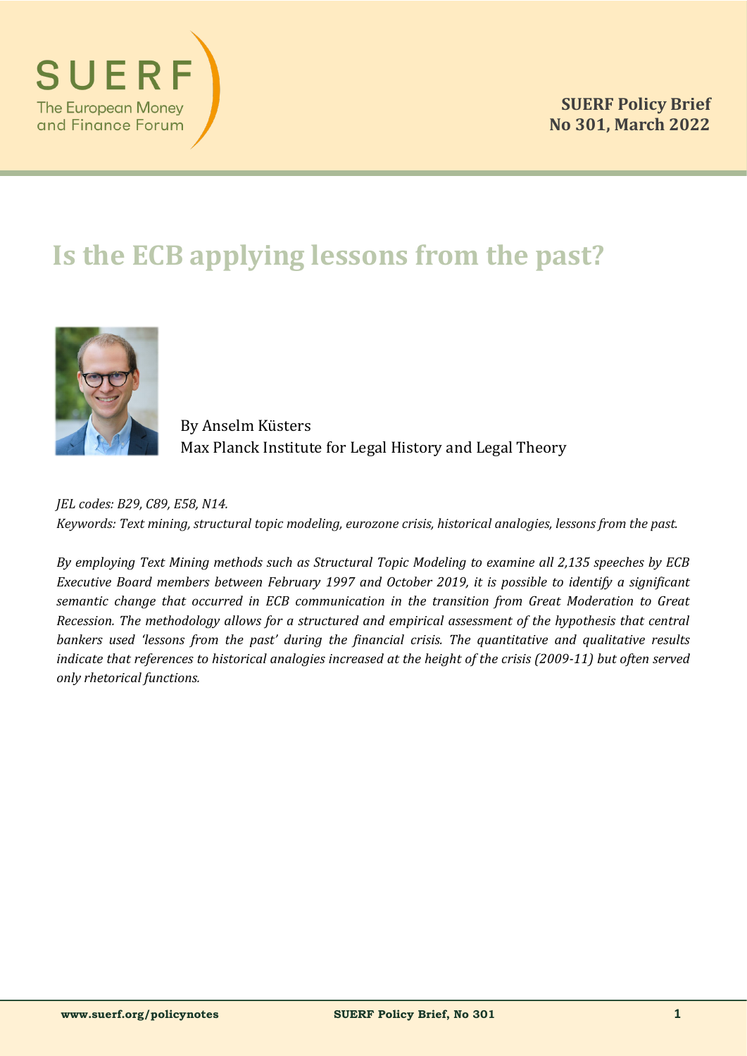SUERF
The European Money and Finance Forum

**SUERF Policy Brief**
**No 301, March 2022**

# Is the ECB applying lessons from the past?

By Anselm Küsters
Max Planck Institute for Legal History and Legal Theory

*JEL codes: B29, C89, E58, N14.*
*Keywords: Text mining, structural topic modeling, eurozone crisis, historical analogies, lessons from the past.*

*By employing Text Mining methods such as Structural Topic Modeling to examine all 2,135 speeches by ECB Executive Board members between February 1997 and October 2019, it is possible to identify a significant semantic change that occurred in ECB communication in the transition from Great Moderation to Great Recession. The methodology allows for a structured and empirical assessment of the hypothesis that central bankers used 'lessons from the past' during the financial crisis. The quantitative and qualitative results indicate that references to historical analogies increased at the height of the crisis (2009-11) but often served only rhetorical functions.*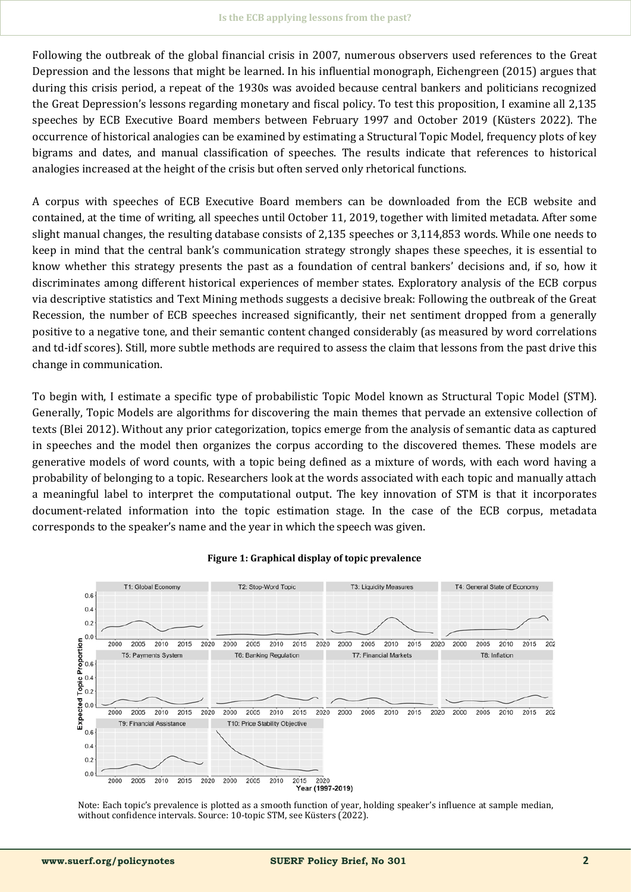Following the outbreak of the global financial crisis in 2007, numerous observers used references to the Great Depression and the lessons that might be learned. In his influential monograph, Eichengreen (2015) argues that during this crisis period, a repeat of the 1930s was avoided because central bankers and politicians recognized the Great Depression's lessons regarding monetary and fiscal policy. To test this proposition, I examine all 2,135 speeches by ECB Executive Board members between February 1997 and October 2019 (Küsters 2022). The occurrence of historical analogies can be examined by estimating a Structural Topic Model, frequency plots of key bigrams and dates, and manual classification of speeches. The results indicate that references to historical analogies increased at the height of the crisis but often served only rhetorical functions.

A corpus with speeches of ECB Executive Board members can be downloaded from the ECB website and contained, at the time of writing, all speeches until October 11, 2019, together with limited metadata. After some slight manual changes, the resulting database consists of 2,135 speeches or 3,114,853 words. While one needs to keep in mind that the central bank's communication strategy strongly shapes these speeches, it is essential to know whether this strategy presents the past as a foundation of central bankers' decisions and, if so, how it discriminates among different historical experiences of member states. Exploratory analysis of the ECB corpus via descriptive statistics and Text Mining methods suggests a decisive break: Following the outbreak of the Great Recession, the number of ECB speeches increased significantly, their net sentiment dropped from a generally positive to a negative tone, and their semantic content changed considerably (as measured by word correlations and td-idf scores). Still, more subtle methods are required to assess the claim that lessons from the past drive this change in communication.

To begin with, I estimate a specific type of probabilistic Topic Model known as Structural Topic Model (STM). Generally, Topic Models are algorithms for discovering the main themes that pervade an extensive collection of texts (Blei 2012). Without any prior categorization, topics emerge from the analysis of semantic data as captured in speeches and the model then organizes the corpus according to the discovered themes. These models are generative models of word counts, with a topic being defined as a mixture of words, with each word having a probability of belonging to a topic. Researchers look at the words associated with each topic and manually attach a meaningful label to interpret the computational output. The key innovation of STM is that it incorporates document-related information into the topic estimation stage. In the case of the ECB corpus, metadata corresponds to the speaker's name and the year in which the speech was given.

**Figure 1: Graphical display of topic prevalence**

Note: Each topic's prevalence is plotted as a smooth function of year, holding speaker's influence at sample median, without confidence intervals. Source: 10-topic STM, see Küsters (2022).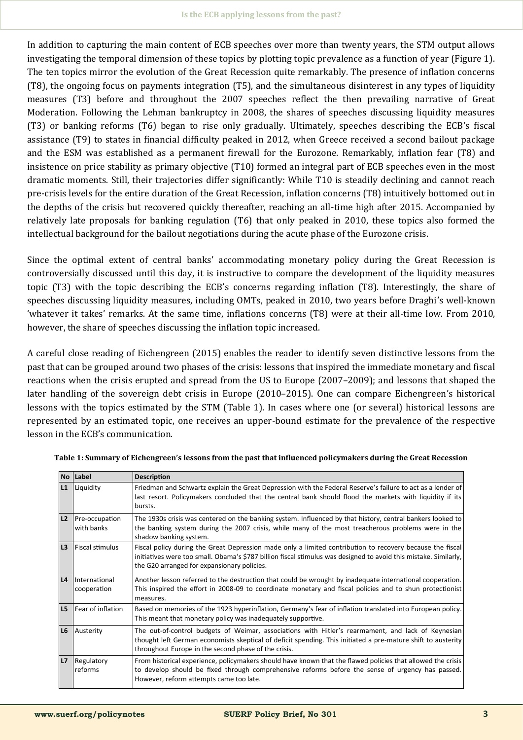In addition to capturing the main content of ECB speeches over more than twenty years, the STM output allows investigating the temporal dimension of these topics by plotting topic prevalence as a function of year (Figure 1). The ten topics mirror the evolution of the Great Recession quite remarkably. The presence of inflation concerns (T8), the ongoing focus on payments integration (T5), and the simultaneous disinterest in any types of liquidity measures (T3) before and throughout the 2007 speeches reflect the then prevailing narrative of Great Moderation. Following the Lehman bankruptcy in 2008, the shares of speeches discussing liquidity measures (T3) or banking reforms (T6) began to rise only gradually. Ultimately, speeches describing the ECB's fiscal assistance (T9) to states in financial difficulty peaked in 2012, when Greece received a second bailout package and the ESM was established as a permanent firewall for the Eurozone. Remarkably, inflation fear (T8) and insistence on price stability as primary objective (T10) formed an integral part of ECB speeches even in the most dramatic moments. Still, their trajectories differ significantly: While T10 is steadily declining and cannot reach pre-crisis levels for the entire duration of the Great Recession, inflation concerns (T8) intuitively bottomed out in the depths of the crisis but recovered quickly thereafter, reaching an all-time high after 2015. Accompanied by relatively late proposals for banking regulation (T6) that only peaked in 2010, these topics also formed the intellectual background for the bailout negotiations during the acute phase of the Eurozone crisis.

Since the optimal extent of central banks' accommodating monetary policy during the Great Recession is controversially discussed until this day, it is instructive to compare the development of the liquidity measures topic (T3) with the topic describing the ECB's concerns regarding inflation (T8). Interestingly, the share of speeches discussing liquidity measures, including OMTs, peaked in 2010, two years before Draghi's well-known 'whatever it takes' remarks. At the same time, inflations concerns (T8) were at their all-time low. From 2010, however, the share of speeches discussing the inflation topic increased.

A careful close reading of Eichengreen (2015) enables the reader to identify seven distinctive lessons from the past that can be grouped around two phases of the crisis: lessons that inspired the immediate monetary and fiscal reactions when the crisis erupted and spread from the US to Europe (2007–2009); and lessons that shaped the later handling of the sovereign debt crisis in Europe (2010–2015). One can compare Eichengreen's historical lessons with the topics estimated by the STM (Table 1). In cases where one (or several) historical lessons are represented by an estimated topic, one receives an upper-bound estimate for the prevalence of the respective lesson in the ECB's communication.

**Table 1: Summary of Eichengreen's lessons from the past that influenced policymakers during the Great Recession**

| No | Label | Description |
|---|---|---|
| L1 | Liquidity | Friedman and Schwartz explain the Great Depression with the Federal Reserve's failure to act as a lender of last resort. Policymakers concluded that the central bank should flood the markets with liquidity if its bursts. |
| L2 | Pre-occupation with banks | The 1930s crisis was centered on the banking system. Influenced by that history, central bankers looked to the banking system during the 2007 crisis, while many of the most treacherous problems were in the shadow banking system. |
| L3 | Fiscal stimulus | Fiscal policy during the Great Depression made only a limited contribution to recovery because the fiscal initiatives were too small. Obama's $787 billion fiscal stimulus was designed to avoid this mistake. Similarly, the G20 arranged for expansionary policies. |
| L4 | International cooperation | Another lesson referred to the destruction that could be wrought by inadequate international cooperation. This inspired the effort in 2008-09 to coordinate monetary and fiscal policies and to shun protectionist measures. |
| L5 | Fear of inflation | Based on memories of the 1923 hyperinflation, Germany's fear of inflation translated into European policy. This meant that monetary policy was inadequately supportive. |
| L6 | Austerity | The out-of-control budgets of Weimar, associations with Hitler's rearmament, and lack of Keynesian thought left German economists skeptical of deficit spending. This initiated a pre-mature shift to austerity throughout Europe in the second phase of the crisis. |
| L7 | Regulatory reforms | From historical experience, policymakers should have known that the flawed policies that allowed the crisis to develop should be fixed through comprehensive reforms before the sense of urgency has passed. However, reform attempts came too late. |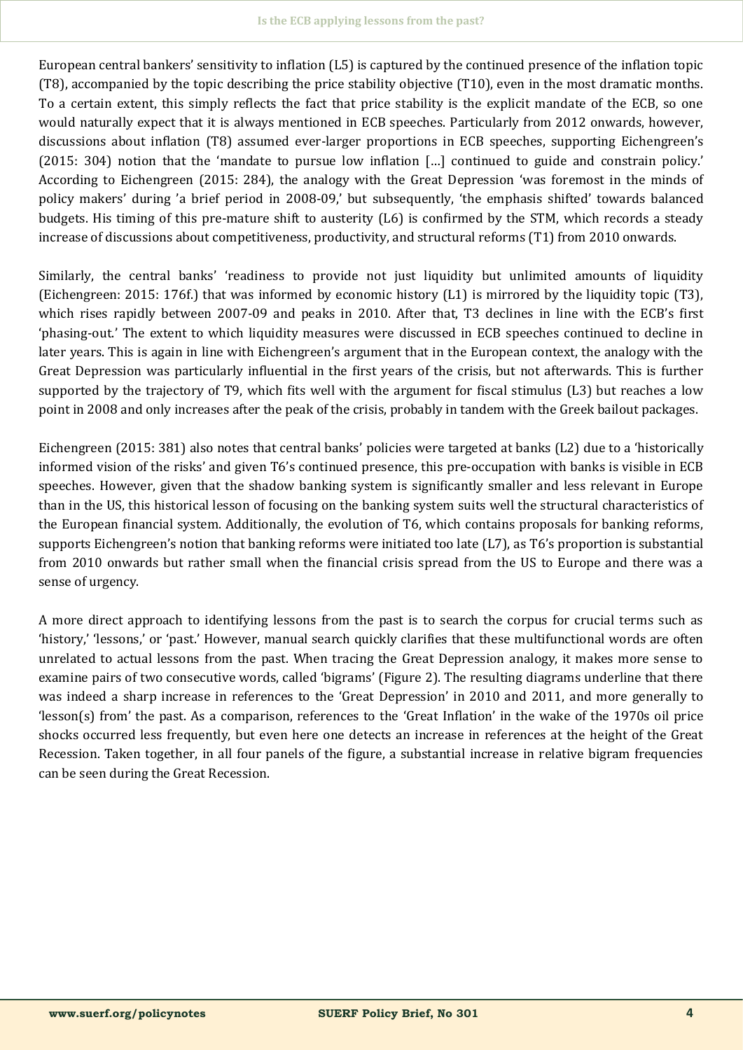European central bankers' sensitivity to inflation (L5) is captured by the continued presence of the inflation topic (T8), accompanied by the topic describing the price stability objective (T10), even in the most dramatic months. To a certain extent, this simply reflects the fact that price stability is the explicit mandate of the ECB, so one would naturally expect that it is always mentioned in ECB speeches. Particularly from 2012 onwards, however, discussions about inflation (T8) assumed ever-larger proportions in ECB speeches, supporting Eichengreen's (2015: 304) notion that the 'mandate to pursue low inflation […] continued to guide and constrain policy.' According to Eichengreen (2015: 284), the analogy with the Great Depression 'was foremost in the minds of policy makers' during 'a brief period in 2008-09,' but subsequently, 'the emphasis shifted' towards balanced budgets. His timing of this pre-mature shift to austerity (L6) is confirmed by the STM, which records a steady increase of discussions about competitiveness, productivity, and structural reforms (T1) from 2010 onwards.

Similarly, the central banks' 'readiness to provide not just liquidity but unlimited amounts of liquidity (Eichengreen: 2015: 176f.) that was informed by economic history (L1) is mirrored by the liquidity topic (T3), which rises rapidly between 2007-09 and peaks in 2010. After that, T3 declines in line with the ECB's first 'phasing-out.' The extent to which liquidity measures were discussed in ECB speeches continued to decline in later years. This is again in line with Eichengreen's argument that in the European context, the analogy with the Great Depression was particularly influential in the first years of the crisis, but not afterwards. This is further supported by the trajectory of T9, which fits well with the argument for fiscal stimulus (L3) but reaches a low point in 2008 and only increases after the peak of the crisis, probably in tandem with the Greek bailout packages.

Eichengreen (2015: 381) also notes that central banks' policies were targeted at banks (L2) due to a 'historically informed vision of the risks' and given T6's continued presence, this pre-occupation with banks is visible in ECB speeches. However, given that the shadow banking system is significantly smaller and less relevant in Europe than in the US, this historical lesson of focusing on the banking system suits well the structural characteristics of the European financial system. Additionally, the evolution of T6, which contains proposals for banking reforms, supports Eichengreen's notion that banking reforms were initiated too late (L7), as T6's proportion is substantial from 2010 onwards but rather small when the financial crisis spread from the US to Europe and there was a sense of urgency.

A more direct approach to identifying lessons from the past is to search the corpus for crucial terms such as 'history,' 'lessons,' or 'past.' However, manual search quickly clarifies that these multifunctional words are often unrelated to actual lessons from the past. When tracing the Great Depression analogy, it makes more sense to examine pairs of two consecutive words, called 'bigrams' (Figure 2). The resulting diagrams underline that there was indeed a sharp increase in references to the 'Great Depression' in 2010 and 2011, and more generally to 'lesson(s) from' the past. As a comparison, references to the 'Great Inflation' in the wake of the 1970s oil price shocks occurred less frequently, but even here one detects an increase in references at the height of the Great Recession. Taken together, in all four panels of the figure, a substantial increase in relative bigram frequencies can be seen during the Great Recession.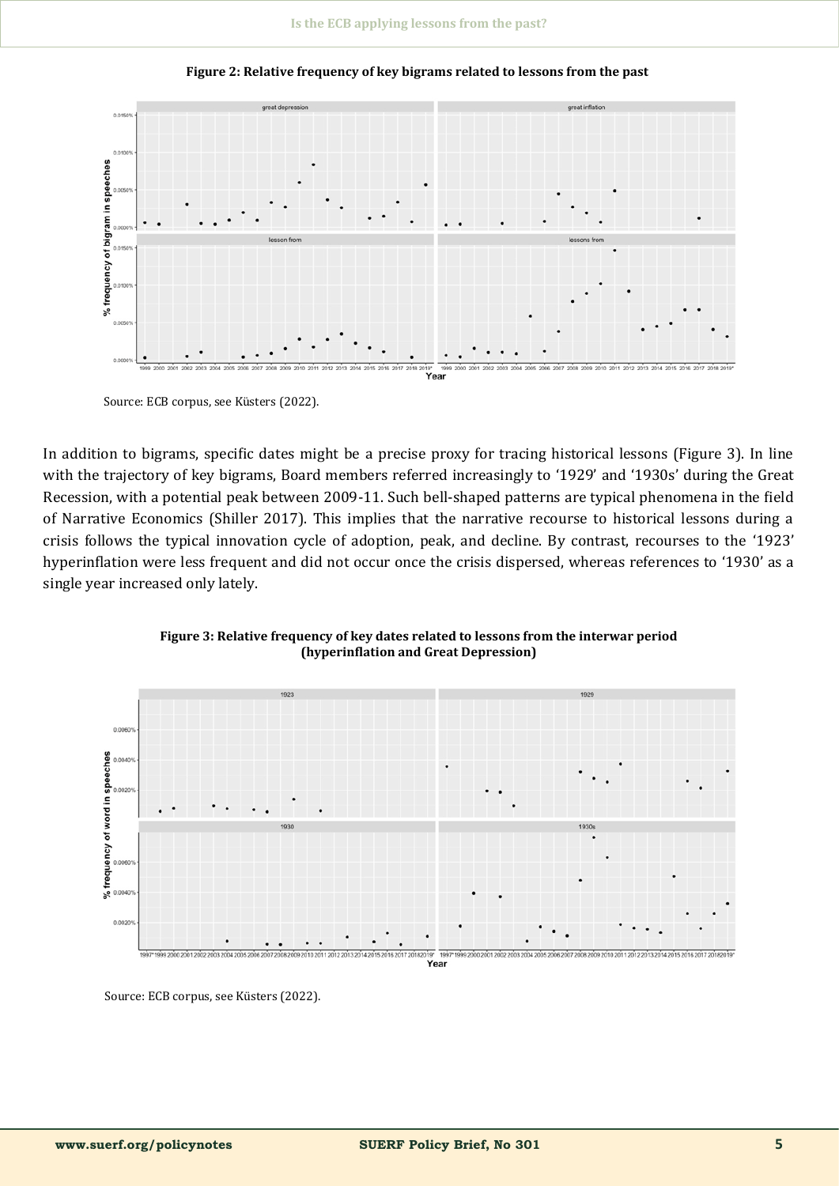**Figure 2: Relative frequency of key bigrams related to lessons from the past**

Source: ECB corpus, see Küsters (2022).

In addition to bigrams, specific dates might be a precise proxy for tracing historical lessons (Figure 3). In line with the trajectory of key bigrams, Board members referred increasingly to '1929' and '1930s' during the Great Recession, with a potential peak between 2009-11. Such bell-shaped patterns are typical phenomena in the field of Narrative Economics (Shiller 2017). This implies that the narrative recourse to historical lessons during a crisis follows the typical innovation cycle of adoption, peak, and decline. By contrast, recourses to the '1923' hyperinflation were less frequent and did not occur once the crisis dispersed, whereas references to '1930' as a single year increased only lately.

**Figure 3: Relative frequency of key dates related to lessons from the interwar period (hyperinflation and Great Depression)**

Source: ECB corpus, see Küsters (2022).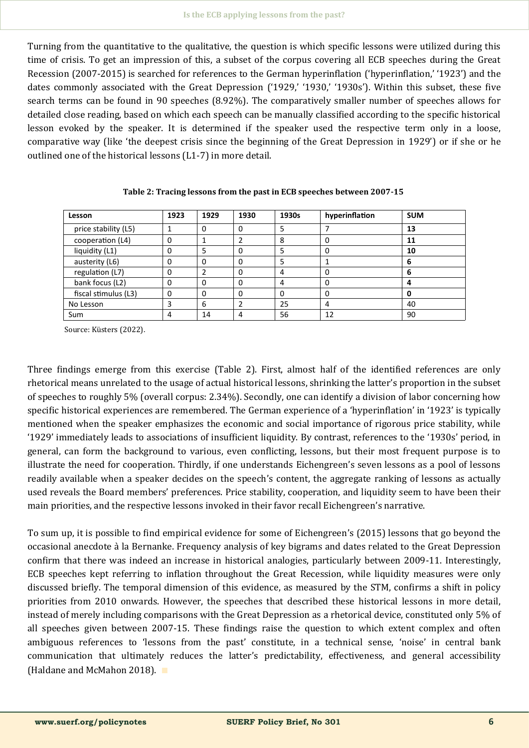Turning from the quantitative to the qualitative, the question is which specific lessons were utilized during this time of crisis. To get an impression of this, a subset of the corpus covering all ECB speeches during the Great Recession (2007-2015) is searched for references to the German hyperinflation ('hyperinflation,' '1923') and the dates commonly associated with the Great Depression ('1929,' '1930,' '1930s'). Within this subset, these five search terms can be found in 90 speeches (8.92%). The comparatively smaller number of speeches allows for detailed close reading, based on which each speech can be manually classified according to the specific historical lesson evoked by the speaker. It is determined if the speaker used the respective term only in a loose, comparative way (like 'the deepest crisis since the beginning of the Great Depression in 1929') or if she or he outlined one of the historical lessons (L1-7) in more detail.

**Table 2: Tracing lessons from the past in ECB speeches between 2007-15**

| Lesson | 1923 | 1929 | 1930 | 1930s | hyperinflation | SUM |
|---|---|---|---|---|---|---|
| price stability (L5) | 1 | 0 | 0 | 5 | 7 | **13** |
| cooperation (L4) | 0 | 1 | 2 | 8 | 0 | **11** |
| liquidity (L1) | 0 | 5 | 0 | 5 | 0 | **10** |
| austerity (L6) | 0 | 0 | 0 | 5 | 1 | **6** |
| regulation (L7) | 0 | 2 | 0 | 4 | 0 | **6** |
| bank focus (L2) | 0 | 0 | 0 | 4 | 0 | **4** |
| fiscal stimulus (L3) | 0 | 0 | 0 | 0 | 0 | **0** |
| No Lesson | 3 | 6 | 2 | 25 | 4 | 40 |
| Sum | 4 | 14 | 4 | 56 | 12 | 90 |

Source: Küsters (2022).

Three findings emerge from this exercise (Table 2). First, almost half of the identified references are only rhetorical means unrelated to the usage of actual historical lessons, shrinking the latter's proportion in the subset of speeches to roughly 5% (overall corpus: 2.34%). Secondly, one can identify a division of labor concerning how specific historical experiences are remembered. The German experience of a 'hyperinflation' in '1923' is typically mentioned when the speaker emphasizes the economic and social importance of rigorous price stability, while '1929' immediately leads to associations of insufficient liquidity. By contrast, references to the '1930s' period, in general, can form the background to various, even conflicting, lessons, but their most frequent purpose is to illustrate the need for cooperation. Thirdly, if one understands Eichengreen's seven lessons as a pool of lessons readily available when a speaker decides on the speech's content, the aggregate ranking of lessons as actually used reveals the Board members' preferences. Price stability, cooperation, and liquidity seem to have been their main priorities, and the respective lessons invoked in their favor recall Eichengreen's narrative.

To sum up, it is possible to find empirical evidence for some of Eichengreen's (2015) lessons that go beyond the occasional anecdote à la Bernanke. Frequency analysis of key bigrams and dates related to the Great Depression confirm that there was indeed an increase in historical analogies, particularly between 2009-11. Interestingly, ECB speeches kept referring to inflation throughout the Great Recession, while liquidity measures were only discussed briefly. The temporal dimension of this evidence, as measured by the STM, confirms a shift in policy priorities from 2010 onwards. However, the speeches that described these historical lessons in more detail, instead of merely including comparisons with the Great Depression as a rhetorical device, constituted only 5% of all speeches given between 2007-15. These findings raise the question to which extent complex and often ambiguous references to 'lessons from the past' constitute, in a technical sense, 'noise' in central bank communication that ultimately reduces the latter's predictability, effectiveness, and general accessibility (Haldane and McMahon 2018).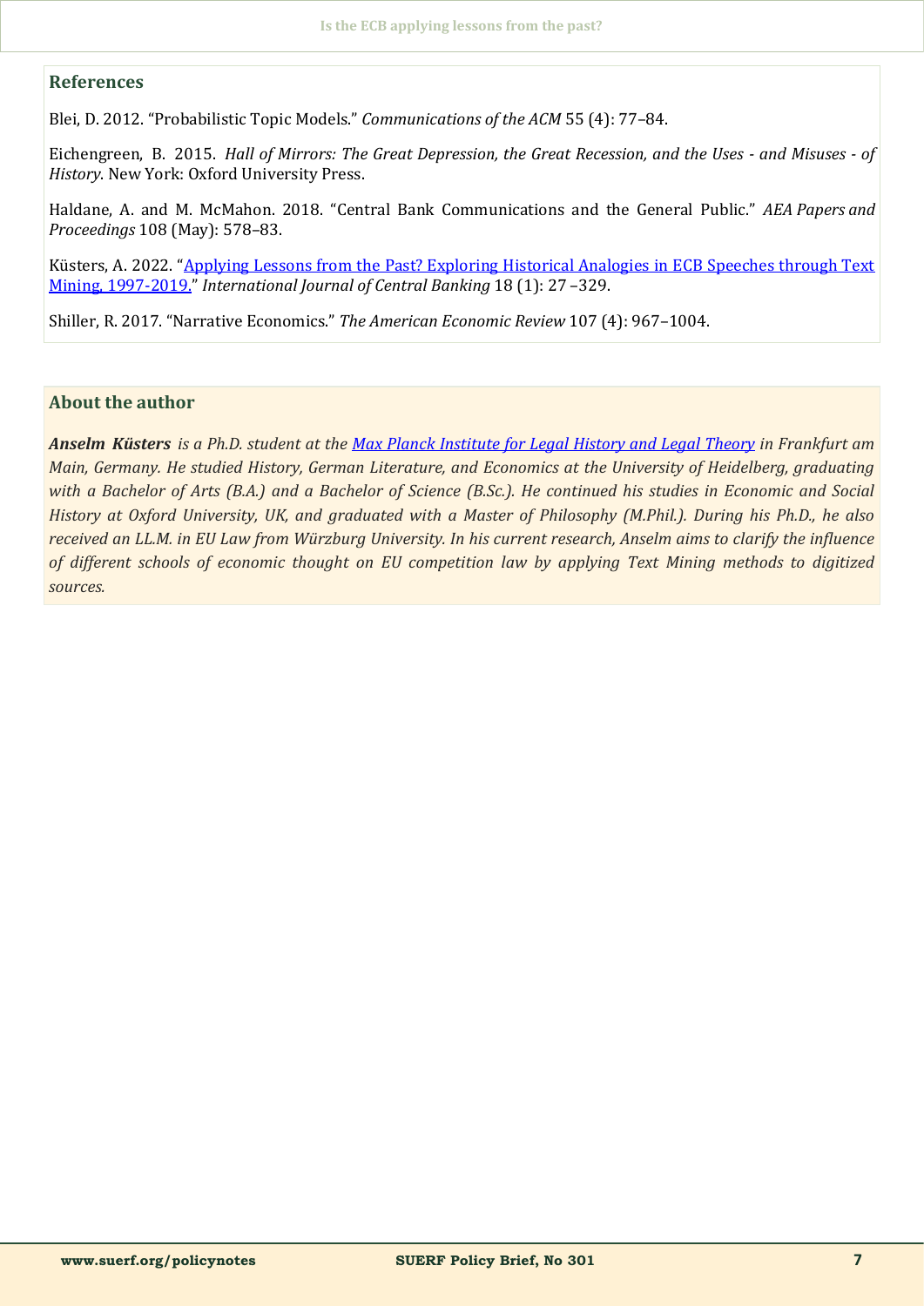## References

Blei, D. 2012. "Probabilistic Topic Models." *Communications of the ACM* 55 (4): 77–84.

Eichengreen, B. 2015. *Hall of Mirrors: The Great Depression, the Great Recession, and the Uses - and Misuses - of History*. New York: Oxford University Press.

Haldane, A. and M. McMahon. 2018. "Central Bank Communications and the General Public." *AEA Papers and Proceedings* 108 (May): 578–83.

Küsters, A. 2022. "Applying Lessons from the Past? Exploring Historical Analogies in ECB Speeches through Text Mining, 1997-2019." *International Journal of Central Banking* 18 (1): 27 –329.

Shiller, R. 2017. "Narrative Economics." *The American Economic Review* 107 (4): 967–1004.

## About the author

***Anselm Küsters*** *is a Ph.D. student at the Max Planck Institute for Legal History and Legal Theory in Frankfurt am Main, Germany. He studied History, German Literature, and Economics at the University of Heidelberg, graduating with a Bachelor of Arts (B.A.) and a Bachelor of Science (B.Sc.). He continued his studies in Economic and Social History at Oxford University, UK, and graduated with a Master of Philosophy (M.Phil.). During his Ph.D., he also received an LL.M. in EU Law from Würzburg University. In his current research, Anselm aims to clarify the influence of different schools of economic thought on EU competition law by applying Text Mining methods to digitized sources.*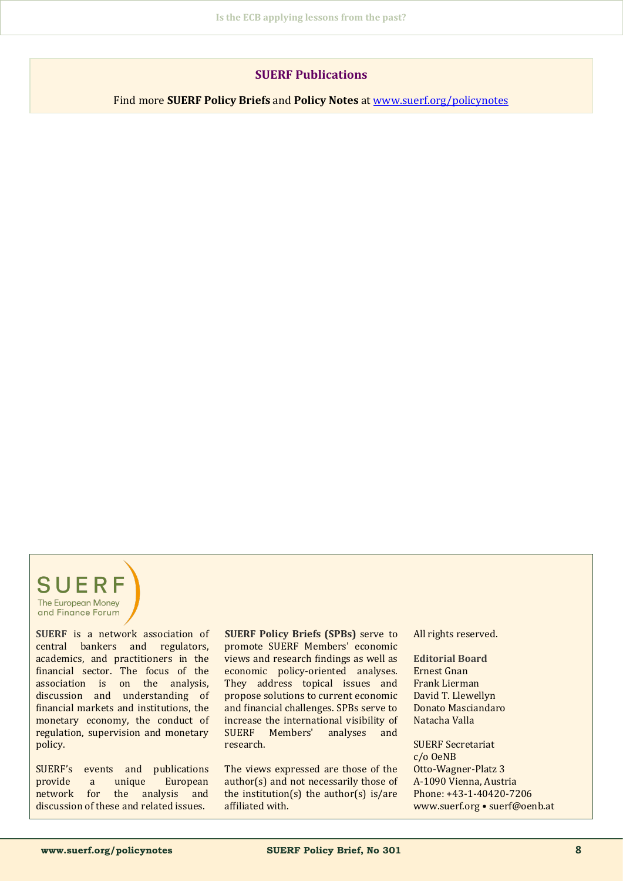## SUERF Publications

Find more **SUERF Policy Briefs** and **Policy Notes** at www.suerf.org/policynotes

SUERF
The European Money and Finance Forum

**SUERF** is a network association of central bankers and regulators, academics, and practitioners in the financial sector. The focus of the association is on the analysis, discussion and understanding of financial markets and institutions, the monetary economy, the conduct of regulation, supervision and monetary policy.

SUERF's events and publications provide a unique European network for the analysis and discussion of these and related issues.

**SUERF Policy Briefs (SPBs)** serve to promote SUERF Members' economic views and research findings as well as economic policy-oriented analyses. They address topical issues and propose solutions to current economic and financial challenges. SPBs serve to increase the international visibility of SUERF Members' analyses and research.

The views expressed are those of the author(s) and not necessarily those of the institution(s) the author(s) is/are affiliated with.

All rights reserved.

**Editorial Board**
Ernest Gnan
Frank Lierman
David T. Llewellyn
Donato Masciandaro
Natacha Valla

SUERF Secretariat
c/o OeNB
Otto-Wagner-Platz 3
A-1090 Vienna, Austria
Phone: +43-1-40420-7206
www.suerf.org • suerf@oenb.at